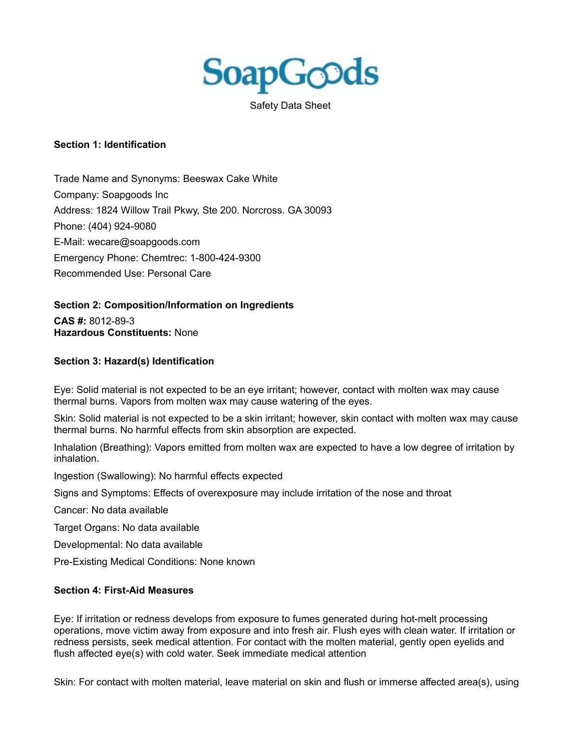SoapGoods

Safety Data Sheet

**Section 1: Identification**

Trade Name and Synonyms: Beeswax Cake White

Company: Soapgoods Inc

Address: 1824 Willow Trail Pkwy, Ste 200. Norcross. GA 30093

Phone: (404) 924-9080

E-Mail: wecare@soapgoods.com

Emergency Phone: Chemtrec: 1-800-424-9300

Recommended Use: Personal Care

**Section 2: Composition/Information on Ingredients**

**CAS #:** 8012-89-3

**Hazardous Constituents:** None

**Section 3: Hazard(s) Identification**

Eye: Solid material is not expected to be an eye irritant; however, contact with molten wax may cause thermal burns. Vapors from molten wax may cause watering of the eyes.

Skin: Solid material is not expected to be a skin irritant; however, skin contact with molten wax may cause thermal burns. No harmful effects from skin absorption are expected.

Inhalation (Breathing): Vapors emitted from molten wax are expected to have a low degree of irritation by inhalation.

Ingestion (Swallowing): No harmful effects expected

Signs and Symptoms: Effects of overexposure may include irritation of the nose and throat

Cancer: No data available

Target Organs: No data available

Developmental: No data available

Pre-Existing Medical Conditions: None known

**Section 4: First-Aid Measures**

Eye: If irritation or redness develops from exposure to fumes generated during hot-melt processing operations, move victim away from exposure and into fresh air. Flush eyes with clean water. If irritation or redness persists, seek medical attention. For contact with the molten material, gently open eyelids and flush affected eye(s) with cold water. Seek immediate medical attention

Skin: For contact with molten material, leave material on skin and flush or immerse affected area(s), using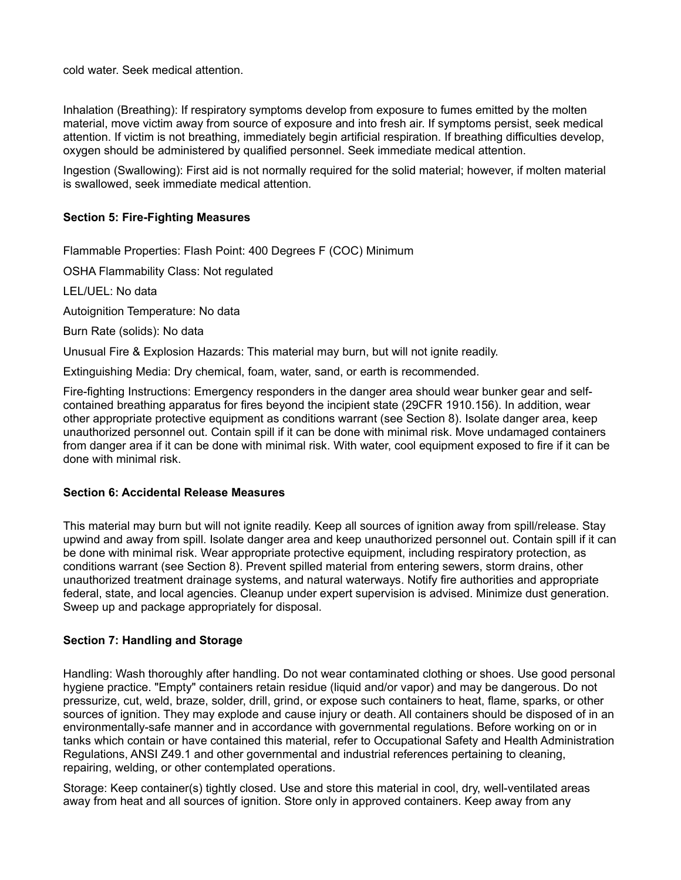cold water. Seek medical attention.

Inhalation (Breathing): If respiratory symptoms develop from exposure to fumes emitted by the molten material, move victim away from source of exposure and into fresh air. If symptoms persist, seek medical attention. If victim is not breathing, immediately begin artificial respiration. If breathing difficulties develop, oxygen should be administered by qualified personnel. Seek immediate medical attention.

Ingestion (Swallowing): First aid is not normally required for the solid material; however, if molten material is swallowed, seek immediate medical attention.

**Section 5: Fire-Fighting Measures**

Flammable Properties: Flash Point: 400 Degrees F (COC) Minimum

OSHA Flammability Class: Not regulated

LEL/UEL: No data

Autoignition Temperature: No data

Burn Rate (solids): No data

Unusual Fire & Explosion Hazards: This material may burn, but will not ignite readily.

Extinguishing Media: Dry chemical, foam, water, sand, or earth is recommended.

Fire-fighting Instructions: Emergency responders in the danger area should wear bunker gear and self-contained breathing apparatus for fires beyond the incipient state (29CFR 1910.156). In addition, wear other appropriate protective equipment as conditions warrant (see Section 8). Isolate danger area, keep unauthorized personnel out. Contain spill if it can be done with minimal risk. Move undamaged containers from danger area if it can be done with minimal risk. With water, cool equipment exposed to fire if it can be done with minimal risk.

**Section 6: Accidental Release Measures**

This material may burn but will not ignite readily. Keep all sources of ignition away from spill/release. Stay upwind and away from spill. Isolate danger area and keep unauthorized personnel out. Contain spill if it can be done with minimal risk. Wear appropriate protective equipment, including respiratory protection, as conditions warrant (see Section 8). Prevent spilled material from entering sewers, storm drains, other unauthorized treatment drainage systems, and natural waterways. Notify fire authorities and appropriate federal, state, and local agencies. Cleanup under expert supervision is advised. Minimize dust generation. Sweep up and package appropriately for disposal.

**Section 7: Handling and Storage**

Handling: Wash thoroughly after handling. Do not wear contaminated clothing or shoes. Use good personal hygiene practice. "Empty" containers retain residue (liquid and/or vapor) and may be dangerous. Do not pressurize, cut, weld, braze, solder, drill, grind, or expose such containers to heat, flame, sparks, or other sources of ignition. They may explode and cause injury or death. All containers should be disposed of in an environmentally-safe manner and in accordance with governmental regulations. Before working on or in tanks which contain or have contained this material, refer to Occupational Safety and Health Administration Regulations, ANSI Z49.1 and other governmental and industrial references pertaining to cleaning, repairing, welding, or other contemplated operations.

Storage: Keep container(s) tightly closed. Use and store this material in cool, dry, well-ventilated areas away from heat and all sources of ignition. Store only in approved containers. Keep away from any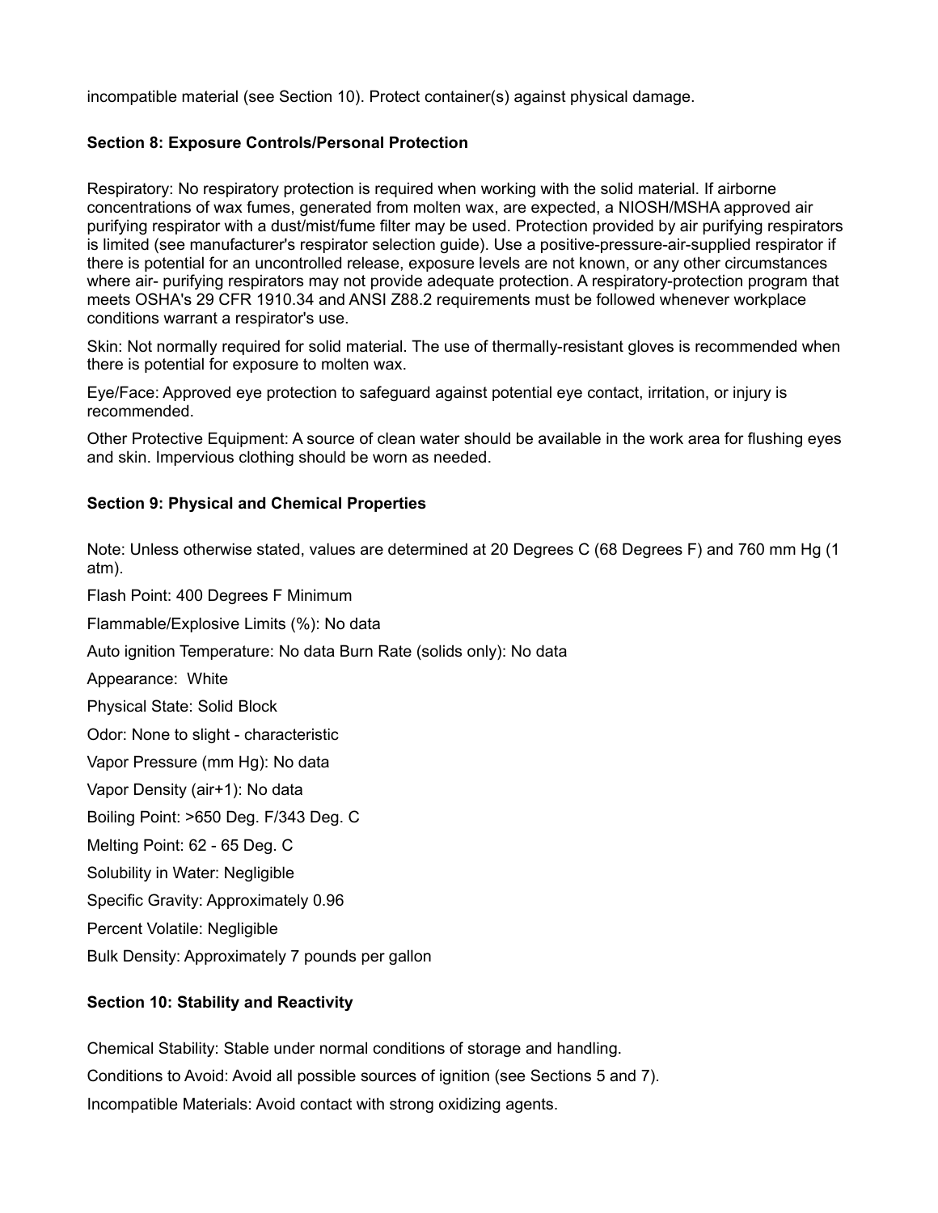incompatible material (see Section 10). Protect container(s) against physical damage.

## Section 8: Exposure Controls/Personal Protection

Respiratory: No respiratory protection is required when working with the solid material. If airborne concentrations of wax fumes, generated from molten wax, are expected, a NIOSH/MSHA approved air purifying respirator with a dust/mist/fume filter may be used. Protection provided by air purifying respirators is limited (see manufacturer's respirator selection guide). Use a positive-pressure-air-supplied respirator if there is potential for an uncontrolled release, exposure levels are not known, or any other circumstances where air- purifying respirators may not provide adequate protection. A respiratory-protection program that meets OSHA's 29 CFR 1910.34 and ANSI Z88.2 requirements must be followed whenever workplace conditions warrant a respirator's use.

Skin: Not normally required for solid material. The use of thermally-resistant gloves is recommended when there is potential for exposure to molten wax.

Eye/Face: Approved eye protection to safeguard against potential eye contact, irritation, or injury is recommended.

Other Protective Equipment: A source of clean water should be available in the work area for flushing eyes and skin. Impervious clothing should be worn as needed.

## Section 9: Physical and Chemical Properties

Note: Unless otherwise stated, values are determined at 20 Degrees C (68 Degrees F) and 760 mm Hg (1 atm).

Flash Point: 400 Degrees F Minimum

Flammable/Explosive Limits (%): No data

Auto ignition Temperature: No data Burn Rate (solids only): No data

Appearance: White

Physical State: Solid Block

Odor: None to slight - characteristic

Vapor Pressure (mm Hg): No data

Vapor Density (air+1): No data

Boiling Point: >650 Deg. F/343 Deg. C

Melting Point: 62 - 65 Deg. C

Solubility in Water: Negligible

Specific Gravity: Approximately 0.96

Percent Volatile: Negligible

Bulk Density: Approximately 7 pounds per gallon

## Section 10: Stability and Reactivity

Chemical Stability: Stable under normal conditions of storage and handling.

Conditions to Avoid: Avoid all possible sources of ignition (see Sections 5 and 7).

Incompatible Materials: Avoid contact with strong oxidizing agents.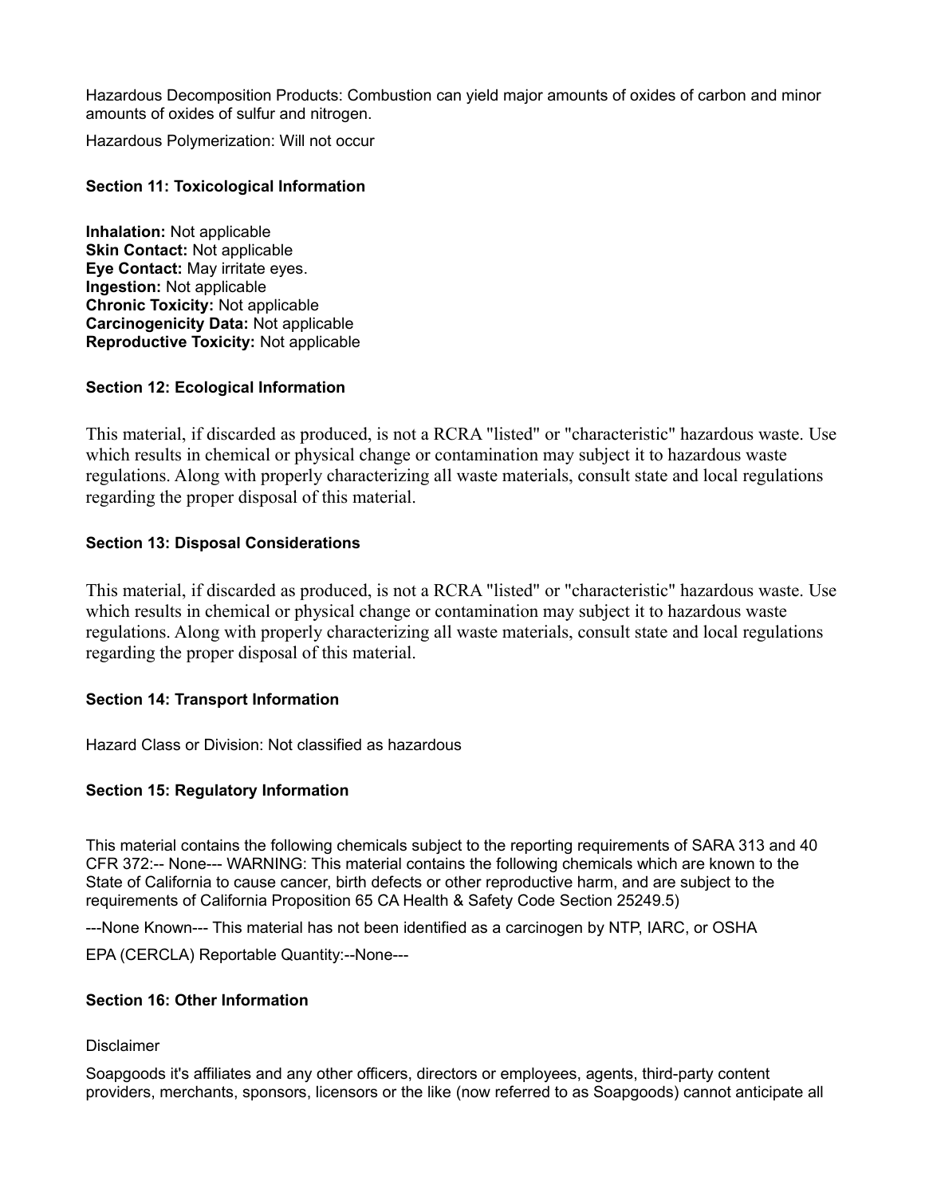Hazardous Decomposition Products: Combustion can yield major amounts of oxides of carbon and minor amounts of oxides of sulfur and nitrogen.

Hazardous Polymerization: Will not occur

### Section 11: Toxicological Information

**Inhalation:** Not applicable
**Skin Contact:** Not applicable
**Eye Contact:** May irritate eyes.
**Ingestion:** Not applicable
**Chronic Toxicity:** Not applicable
**Carcinogenicity Data:** Not applicable
**Reproductive Toxicity:** Not applicable

### Section 12: Ecological Information

This material, if discarded as produced, is not a RCRA "listed" or "characteristic" hazardous waste. Use which results in chemical or physical change or contamination may subject it to hazardous waste regulations. Along with properly characterizing all waste materials, consult state and local regulations regarding the proper disposal of this material.

### Section 13: Disposal Considerations

This material, if discarded as produced, is not a RCRA "listed" or "characteristic" hazardous waste. Use which results in chemical or physical change or contamination may subject it to hazardous waste regulations. Along with properly characterizing all waste materials, consult state and local regulations regarding the proper disposal of this material.

### Section 14: Transport Information

Hazard Class or Division: Not classified as hazardous

### Section 15: Regulatory Information

This material contains the following chemicals subject to the reporting requirements of SARA 313 and 40 CFR 372:-- None--- WARNING: This material contains the following chemicals which are known to the State of California to cause cancer, birth defects or other reproductive harm, and are subject to the requirements of California Proposition 65 CA Health & Safety Code Section 25249.5)

---None Known--- This material has not been identified as a carcinogen by NTP, IARC, or OSHA

EPA (CERCLA) Reportable Quantity:--None---

### Section 16: Other Information

Disclaimer

Soapgoods it's affiliates and any other officers, directors or employees, agents, third-party content providers, merchants, sponsors, licensors or the like (now referred to as Soapgoods) cannot anticipate all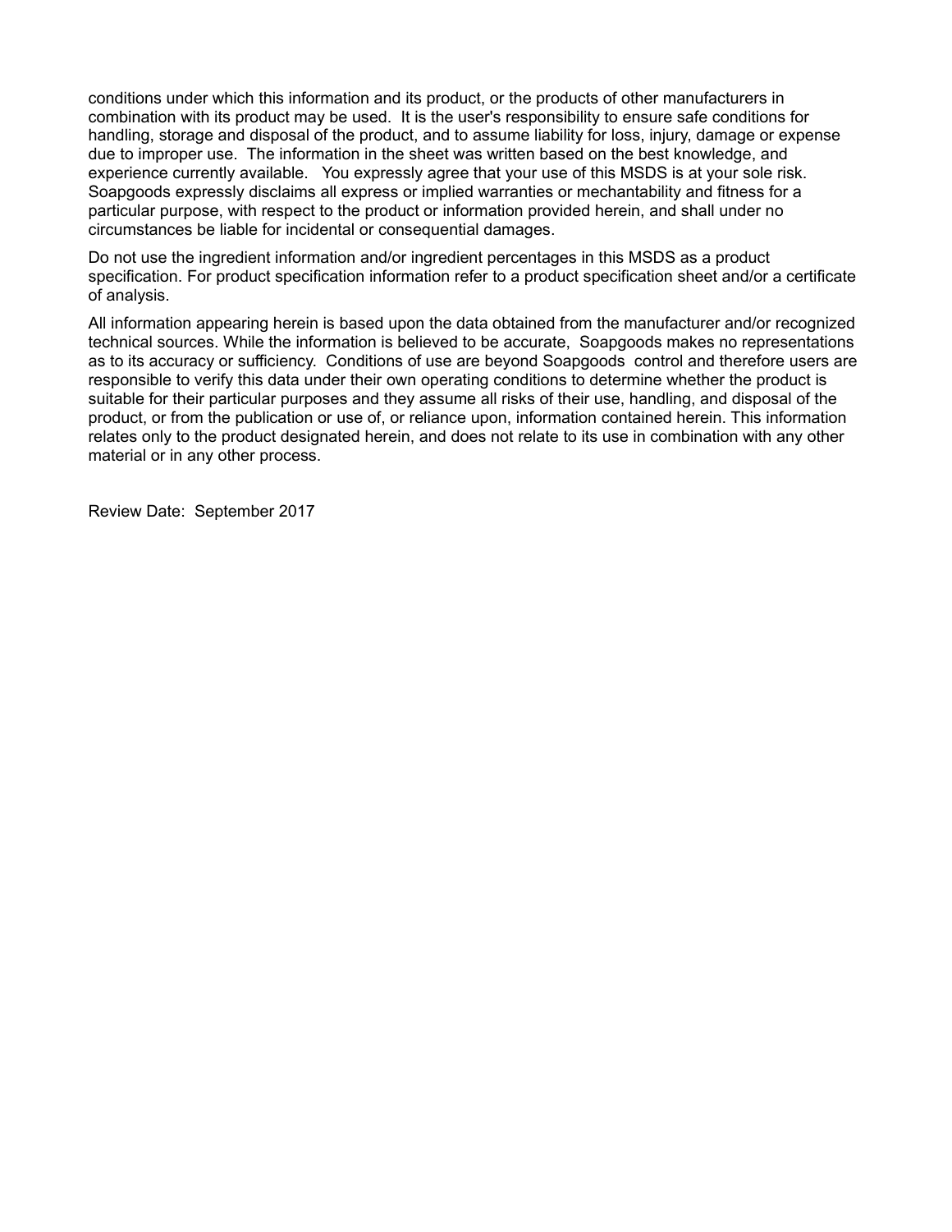conditions under which this information and its product, or the products of other manufacturers in combination with its product may be used. It is the user's responsibility to ensure safe conditions for handling, storage and disposal of the product, and to assume liability for loss, injury, damage or expense due to improper use. The information in the sheet was written based on the best knowledge, and experience currently available. You expressly agree that your use of this MSDS is at your sole risk. Soapgoods expressly disclaims all express or implied warranties or mechantability and fitness for a particular purpose, with respect to the product or information provided herein, and shall under no circumstances be liable for incidental or consequential damages.

Do not use the ingredient information and/or ingredient percentages in this MSDS as a product specification. For product specification information refer to a product specification sheet and/or a certificate of analysis.

All information appearing herein is based upon the data obtained from the manufacturer and/or recognized technical sources. While the information is believed to be accurate, Soapgoods makes no representations as to its accuracy or sufficiency. Conditions of use are beyond Soapgoods control and therefore users are responsible to verify this data under their own operating conditions to determine whether the product is suitable for their particular purposes and they assume all risks of their use, handling, and disposal of the product, or from the publication or use of, or reliance upon, information contained herein. This information relates only to the product designated herein, and does not relate to its use in combination with any other material or in any other process.

Review Date: September 2017